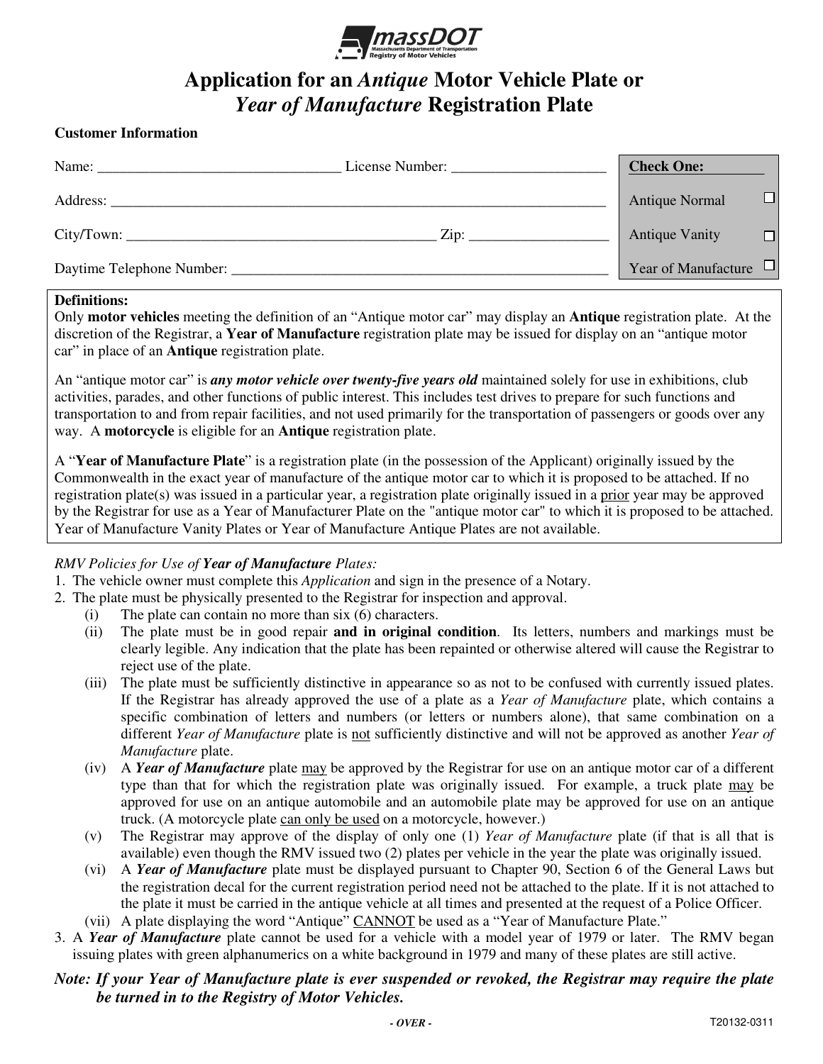massDOT
Massachusetts Department of Transportation
Registry of Motor Vehicles

# Application for an *Antique* Motor Vehicle Plate or *Year of Manufacture* Registration Plate

**Customer Information**

Name: _________________________________ License Number: _____________________

Address: ______________________________________________________________________

City/Town: ___________________________________________ Zip: ___________________

Daytime Telephone Number: _____________________________________________________

| **Check One:** | |
|---|---|
| Antique Normal | ☐ |
| Antique Vanity | ☐ |
| Year of Manufacture | ☐ |

**Definitions:**
Only **motor vehicles** meeting the definition of an "Antique motor car" may display an **Antique** registration plate. At the discretion of the Registrar, a **Year of Manufacture** registration plate may be issued for display on an "antique motor car" in place of an **Antique** registration plate.

An "antique motor car" is ***any motor vehicle over twenty-five years old*** maintained solely for use in exhibitions, club activities, parades, and other functions of public interest. This includes test drives to prepare for such functions and transportation to and from repair facilities, and not used primarily for the transportation of passengers or goods over any way. A **motorcycle** is eligible for an **Antique** registration plate.

A "**Year of Manufacture Plate**" is a registration plate (in the possession of the Applicant) originally issued by the Commonwealth in the exact year of manufacture of the antique motor car to which it is proposed to be attached. If no registration plate(s) was issued in a particular year, a registration plate originally issued in a prior year may be approved by the Registrar for use as a Year of Manufacturer Plate on the "antique motor car" to which it is proposed to be attached. Year of Manufacture Vanity Plates or Year of Manufacture Antique Plates are not available.

*RMV Policies for Use of* ***Year of Manufacture*** *Plates:*

1. The vehicle owner must complete this *Application* and sign in the presence of a Notary.
2. The plate must be physically presented to the Registrar for inspection and approval.
   - (i) The plate can contain no more than six (6) characters.
   - (ii) The plate must be in good repair **and in original condition**. Its letters, numbers and markings must be clearly legible. Any indication that the plate has been repainted or otherwise altered will cause the Registrar to reject use of the plate.
   - (iii) The plate must be sufficiently distinctive in appearance so as not to be confused with currently issued plates. If the Registrar has already approved the use of a plate as a *Year of Manufacture* plate, which contains a specific combination of letters and numbers (or letters or numbers alone), that same combination on a different *Year of Manufacture* plate is not sufficiently distinctive and will not be approved as another *Year of Manufacture* plate.
   - (iv) A ***Year of Manufacture*** plate may be approved by the Registrar for use on an antique motor car of a different type than that for which the registration plate was originally issued. For example, a truck plate may be approved for use on an antique automobile and an automobile plate may be approved for use on an antique truck. (A motorcycle plate can only be used on a motorcycle, however.)
   - (v) The Registrar may approve of the display of only one (1) *Year of Manufacture* plate (if that is all that is available) even though the RMV issued two (2) plates per vehicle in the year the plate was originally issued.
   - (vi) A ***Year of Manufacture*** plate must be displayed pursuant to Chapter 90, Section 6 of the General Laws but the registration decal for the current registration period need not be attached to the plate. If it is not attached to the plate it must be carried in the antique vehicle at all times and presented at the request of a Police Officer.
   - (vii) A plate displaying the word "Antique" CANNOT be used as a "Year of Manufacture Plate."
3. A ***Year of Manufacture*** plate cannot be used for a vehicle with a model year of 1979 or later. The RMV began issuing plates with green alphanumerics on a white background in 1979 and many of these plates are still active.

***Note: If your Year of Manufacture plate is ever suspended or revoked, the Registrar may require the plate be turned in to the Registry of Motor Vehicles.***

*- OVER -*

T20132-0311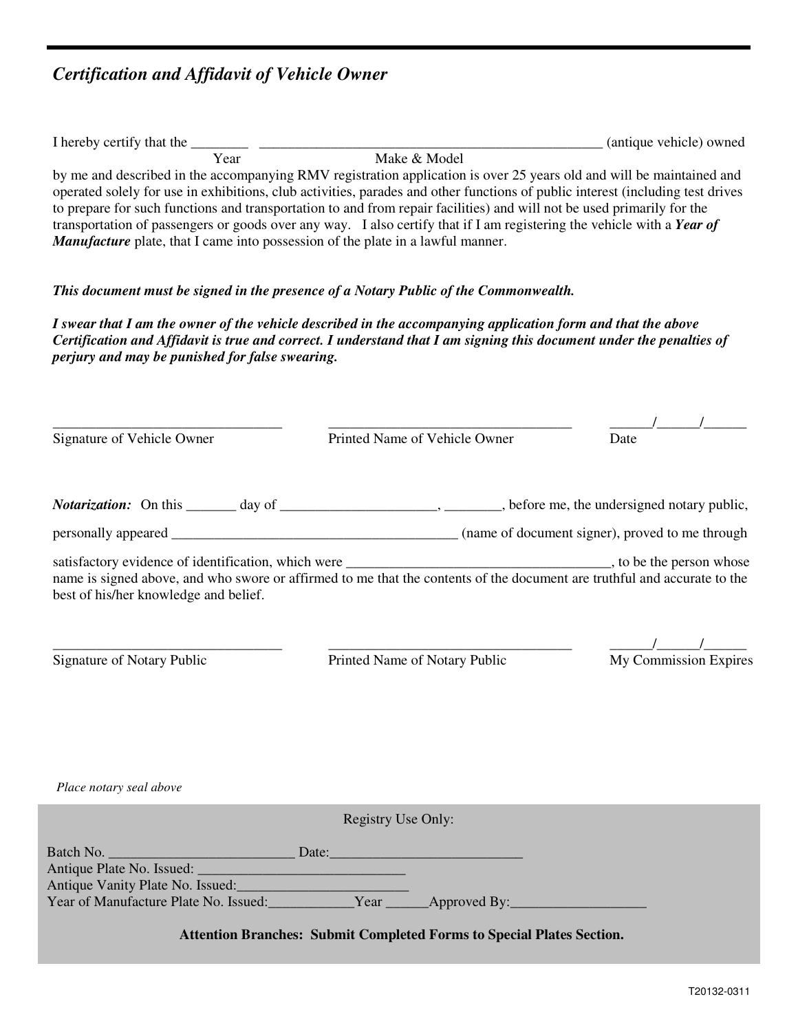## *Certification and Affidavit of Vehicle Owner*

I hereby certify that the ________ (Year) __________________________________________________ (Make & Model) (antique vehicle) owned by me and described in the accompanying RMV registration application is over 25 years old and will be maintained and operated solely for use in exhibitions, club activities, parades and other functions of public interest (including test drives to prepare for such functions and transportation to and from repair facilities) and will not be used primarily for the transportation of passengers or goods over any way. I also certify that if I am registering the vehicle with a ***Year of Manufacture*** plate, that I came into possession of the plate in a lawful manner.

***This document must be signed in the presence of a Notary Public of the Commonwealth.***

***I swear that I am the owner of the vehicle described in the accompanying application form and that the above Certification and Affidavit is true and correct. I understand that I am signing this document under the penalties of perjury and may be punished for false swearing.***

_________________________________ Signature of Vehicle Owner

___________________________________ Printed Name of Vehicle Owner

______/______/______ Date

***Notarization:*** On this _______ day of ______________________, ________, before me, the undersigned notary public,

personally appeared __________________________________________ (name of document signer), proved to me through

satisfactory evidence of identification, which were ______________________________________, to be the person whose name is signed above, and who swore or affirmed to me that the contents of the document are truthful and accurate to the best of his/her knowledge and belief.

_________________________________ Signature of Notary Public

___________________________________ Printed Name of Notary Public

______/______/______ My Commission Expires

*Place notary seal above*

Registry Use Only:

Batch No. __________________________ Date:___________________________

Antique Plate No. Issued: ______________________________

Antique Vanity Plate No. Issued:_________________________

Year of Manufacture Plate No. Issued:____________Year ______Approved By:___________________

**Attention Branches: Submit Completed Forms to Special Plates Section.**

T20132-0311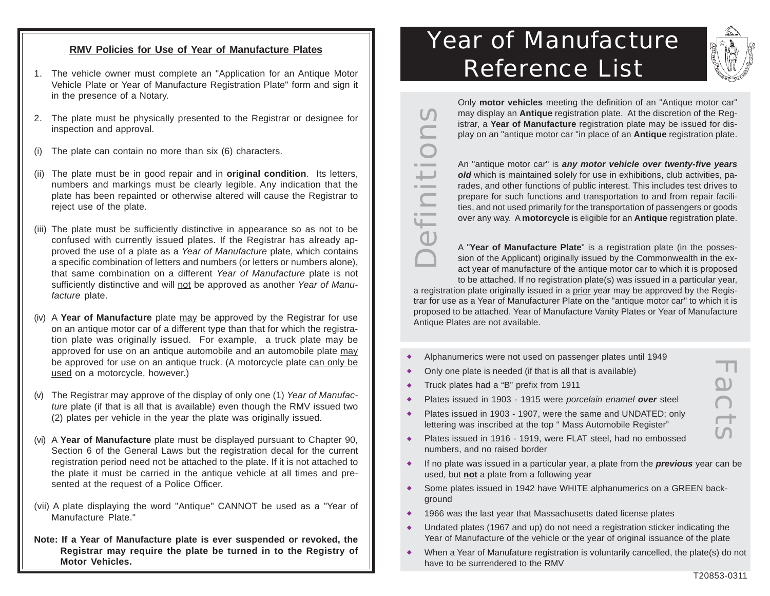## RMV Policies for Use of Year of Manufacture Plates

1. The vehicle owner must complete an "Application for an Antique Motor Vehicle Plate or Year of Manufacture Registration Plate" form and sign it in the presence of a Notary.

2. The plate must be physically presented to the Registrar or designee for inspection and approval.

(i) The plate can contain no more than six (6) characters.

(ii) The plate must be in good repair and in **original condition**. Its letters, numbers and markings must be clearly legible. Any indication that the plate has been repainted or otherwise altered will cause the Registrar to reject use of the plate.

(iii) The plate must be sufficiently distinctive in appearance so as not to be confused with currently issued plates. If the Registrar has already approved the use of a plate as a *Year of Manufacture* plate, which contains a specific combination of letters and numbers (or letters or numbers alone), that same combination on a different *Year of Manufacture* plate is not sufficiently distinctive and will not be approved as another *Year of Manufacture* plate.

(iv) A **Year of Manufacture** plate may be approved by the Registrar for use on an antique motor car of a different type than that for which the registration plate was originally issued. For example, a truck plate may be approved for use on an antique automobile and an automobile plate may be approved for use on an antique truck. (A motorcycle plate can only be used on a motorcycle, however.)

(v) The Registrar may approve of the display of only one (1) *Year of Manufacture* plate (if that is all that is available) even though the RMV issued two (2) plates per vehicle in the year the plate was originally issued.

(vi) A **Year of Manufacture** plate must be displayed pursuant to Chapter 90, Section 6 of the General Laws but the registration decal for the current registration period need not be attached to the plate. If it is not attached to the plate it must be carried in the antique vehicle at all times and presented at the request of a Police Officer.

(vii) A plate displaying the word "Antique" CANNOT be used as a "Year of Manufacture Plate."

**Note: If a Year of Manufacture plate is ever suspended or revoked, the Registrar may require the plate be turned in to the Registry of Motor Vehicles.**

# Year of Manufacture Reference List

## Definitions

Only **motor vehicles** meeting the definition of an "Antique motor car" may display an **Antique** registration plate. At the discretion of the Registrar, a **Year of Manufacture** registration plate may be issued for display on an "antique motor car "in place of an **Antique** registration plate.

An "antique motor car" is ***any motor vehicle over twenty-five years old*** which is maintained solely for use in exhibitions, club activities, parades, and other functions of public interest. This includes test drives to prepare for such functions and transportation to and from repair facilities, and not used primarily for the transportation of passengers or goods over any way. A **motorcycle** is eligible for an **Antique** registration plate.

A "**Year of Manufacture Plate**" is a registration plate (in the possession of the Applicant) originally issued by the Commonwealth in the exact year of manufacture of the antique motor car to which it is proposed to be attached. If no registration plate(s) was issued in a particular year, a registration plate originally issued in a prior year may be approved by the Registrar for use as a Year of Manufacturer Plate on the "antique motor car" to which it is proposed to be attached. Year of Manufacture Vanity Plates or Year of Manufacture Antique Plates are not available.

## Facts

- Alphanumerics were not used on passenger plates until 1949
- Only one plate is needed (if that is all that is available)
- Truck plates had a "B" prefix from 1911
- Plates issued in 1903 - 1915 were *porcelain enamel **over*** steel
- Plates issued in 1903 - 1907, were the same and UNDATED; only lettering was inscribed at the top " Mass Automobile Register"
- Plates issued in 1916 - 1919, were FLAT steel, had no embossed numbers, and no raised border
- If no plate was issued in a particular year, a plate from the ***previous*** year can be used, but **not** a plate from a following year
- Some plates issued in 1942 have WHITE alphanumerics on a GREEN background
- 1966 was the last year that Massachusetts dated license plates
- Undated plates (1967 and up) do not need a registration sticker indicating the Year of Manufacture of the vehicle or the year of original issuance of the plate
- When a Year of Manufature registration is voluntarily cancelled, the plate(s) do not have to be surrendered to the RMV

T20853-0311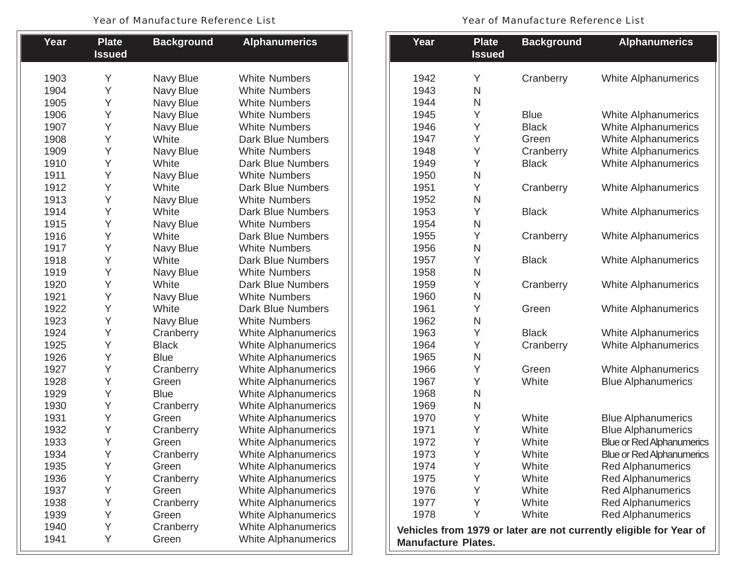## Year of Manufacture Reference List

| Year | Plate Issued | Background | Alphanumerics |
|---|---|---|---|
| 1903 | Y | Navy Blue | White Numbers |
| 1904 | Y | Navy Blue | White Numbers |
| 1905 | Y | Navy Blue | White Numbers |
| 1906 | Y | Navy Blue | White Numbers |
| 1907 | Y | Navy Blue | White Numbers |
| 1908 | Y | White | Dark Blue Numbers |
| 1909 | Y | Navy Blue | White Numbers |
| 1910 | Y | White | Dark Blue Numbers |
| 1911 | Y | Navy Blue | White Numbers |
| 1912 | Y | White | Dark Blue Numbers |
| 1913 | Y | Navy Blue | White Numbers |
| 1914 | Y | White | Dark Blue Numbers |
| 1915 | Y | Navy Blue | White Numbers |
| 1916 | Y | White | Dark Blue Numbers |
| 1917 | Y | Navy Blue | White Numbers |
| 1918 | Y | White | Dark Blue Numbers |
| 1919 | Y | Navy Blue | White Numbers |
| 1920 | Y | White | Dark Blue Numbers |
| 1921 | Y | Navy Blue | White Numbers |
| 1922 | Y | White | Dark Blue Numbers |
| 1923 | Y | Navy Blue | White Numbers |
| 1924 | Y | Cranberry | White Alphanumerics |
| 1925 | Y | Black | White Alphanumerics |
| 1926 | Y | Blue | White Alphanumerics |
| 1927 | Y | Cranberry | White Alphanumerics |
| 1928 | Y | Green | White Alphanumerics |
| 1929 | Y | Blue | White Alphanumerics |
| 1930 | Y | Cranberry | White Alphanumerics |
| 1931 | Y | Green | White Alphanumerics |
| 1932 | Y | Cranberry | White Alphanumerics |
| 1933 | Y | Green | White Alphanumerics |
| 1934 | Y | Cranberry | White Alphanumerics |
| 1935 | Y | Green | White Alphanumerics |
| 1936 | Y | Cranberry | White Alphanumerics |
| 1937 | Y | Green | White Alphanumerics |
| 1938 | Y | Cranberry | White Alphanumerics |
| 1939 | Y | Green | White Alphanumerics |
| 1940 | Y | Cranberry | White Alphanumerics |
| 1941 | Y | Green | White Alphanumerics |

## Year of Manufacture Reference List

| Year | Plate Issued | Background | Alphanumerics |
|---|---|---|---|
| 1942 | Y | Cranberry | White Alphanumerics |
| 1943 | N | | |
| 1944 | N | | |
| 1945 | Y | Blue | White Alphanumerics |
| 1946 | Y | Black | White Alphanumerics |
| 1947 | Y | Green | White Alphanumerics |
| 1948 | Y | Cranberry | White Alphanumerics |
| 1949 | Y | Black | White Alphanumerics |
| 1950 | N | | |
| 1951 | Y | Cranberry | White Alphanumerics |
| 1952 | N | | |
| 1953 | Y | Black | White Alphanumerics |
| 1954 | N | | |
| 1955 | Y | Cranberry | White Alphanumerics |
| 1956 | N | | |
| 1957 | Y | Black | White Alphanumerics |
| 1958 | N | | |
| 1959 | Y | Cranberry | White Alphanumerics |
| 1960 | N | | |
| 1961 | Y | Green | White Alphanumerics |
| 1962 | N | | |
| 1963 | Y | Black | White Alphanumerics |
| 1964 | Y | Cranberry | White Alphanumerics |
| 1965 | N | | |
| 1966 | Y | Green | White Alphanumerics |
| 1967 | Y | White | Blue Alphanumerics |
| 1968 | N | | |
| 1969 | N | | |
| 1970 | Y | White | Blue Alphanumerics |
| 1971 | Y | White | Blue Alphanumerics |
| 1972 | Y | White | Blue or Red Alphanumerics |
| 1973 | Y | White | Blue or Red Alphanumerics |
| 1974 | Y | White | Red Alphanumerics |
| 1975 | Y | White | Red Alphanumerics |
| 1976 | Y | White | Red Alphanumerics |
| 1977 | Y | White | Red Alphanumerics |
| 1978 | Y | White | Red Alphanumerics |

**Vehicles from 1979 or later are not currently eligible for Year of Manufacture Plates.**